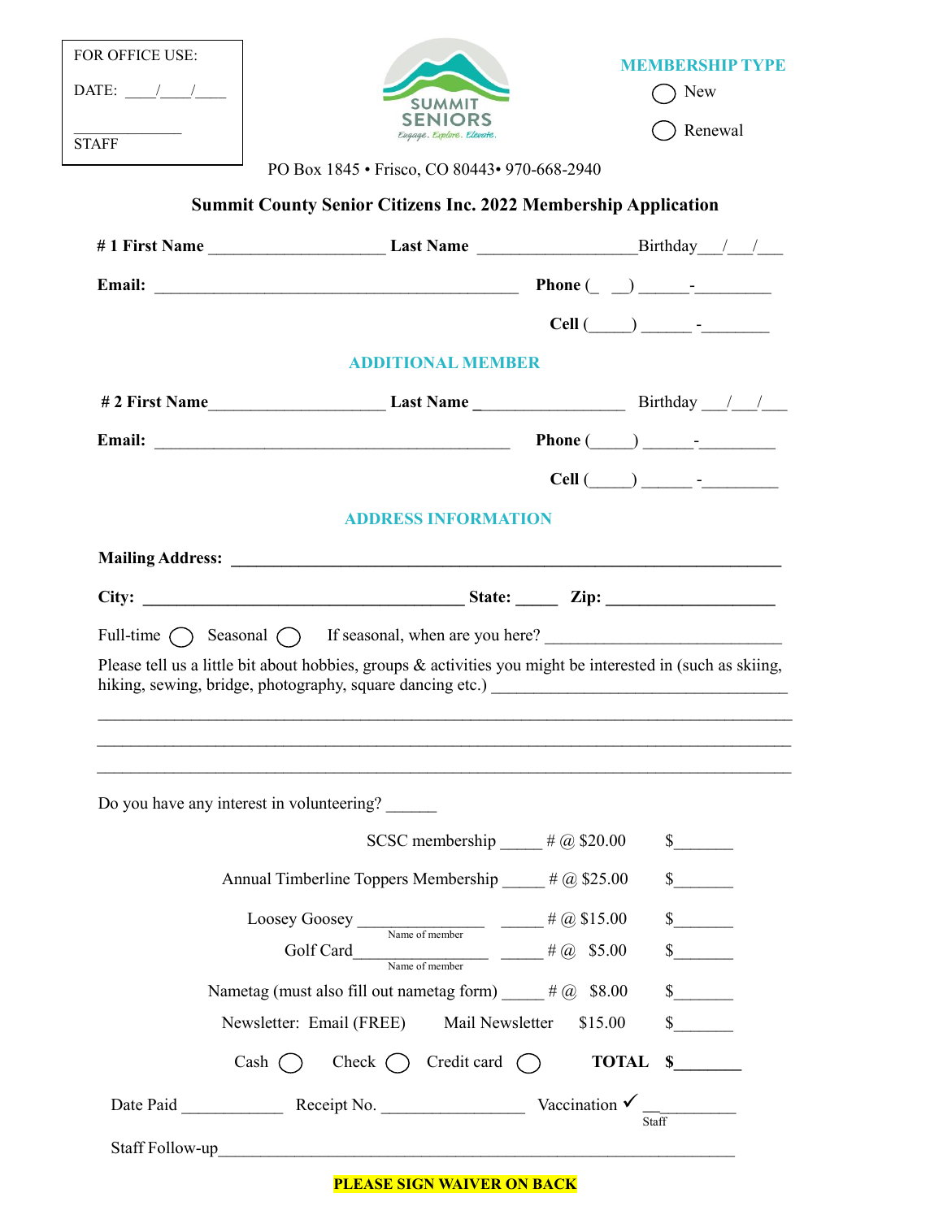FOR OFFICE USE:

DATE: ____/____/____

_____________
STAFF

SUMMIT SENIORS
Engage. Explore. Elevate.

**MEMBERSHIP TYPE**

◯ New

◯ Renewal

PO Box 1845 • Frisco, CO 80443• 970-668-2940

## Summit County Senior Citizens Inc. 2022 Membership Application

**# 1 First Name** ____________________ **Last Name** __________________ Birthday___/___/___

**Email:** ____________________________________________ **Phone** (_ __) _____-_________

**Cell** (_____) _____ -________

### ADDITIONAL MEMBER

**# 2 First Name**____________________ **Last Name** _________________ Birthday ___/___/___

**Email:** ____________________________________________ **Phone** (_____) _____-_________

**Cell** (_____) _____ -_________

### ADDRESS INFORMATION

**Mailing Address:** ______________________________________________________________

**City:** ____________________________________ **State:** _____ **Zip:** ___________________

Full-time ◯ Seasonal ◯ If seasonal, when are you here? __________________________

Please tell us a little bit about hobbies, groups & activities you might be interested in (such as skiing, hiking, sewing, bridge, photography, square dancing etc.) __________________________________

______________________________________________________________________________

______________________________________________________________________________

______________________________________________________________________________

Do you have any interest in volunteering? ______

| | | | |
|---|---|---|---|
| SCSC membership _____ | # @ $20.00 | | $_______ |
| Annual Timberline Toppers Membership _____ | # @ $25.00 | | $_______ |
| Loosey Goosey ______________ (Name of member) _____ | # @ $15.00 | | $_______ |
| Golf Card______________ (Name of member) _____ | # @ $5.00 | | $_______ |
| Nametag (must also fill out nametag form) _____ | # @ $8.00 | | $_______ |
| Newsletter: Email (FREE) | Mail Newsletter | $15.00 | $_______ |

Cash ◯ Check ◯ Credit card ◯ **TOTAL $________**

Date Paid ____________ Receipt No. ________________ Vaccination ✓ __________ (Staff)

Staff Follow-up____________________________________________________________

**PLEASE SIGN WAIVER ON BACK**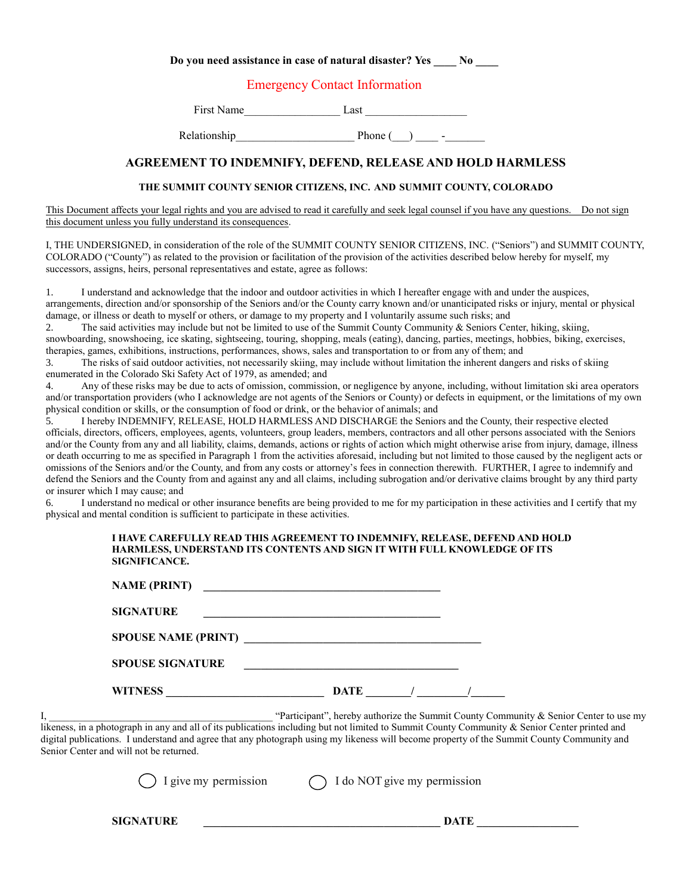**Do you need assistance in case of natural disaster? Yes ____ No ____**

Emergency Contact Information

First Name________________ Last _________________

Relationship____________________ Phone (___) ____ -_______

## AGREEMENT TO INDEMNIFY, DEFEND, RELEASE AND HOLD HARMLESS

### THE SUMMIT COUNTY SENIOR CITIZENS, INC. AND SUMMIT COUNTY, COLORADO

<u>This Document affects your legal rights and you are advised to read it carefully and seek legal counsel if you have any questions. Do not sign this document unless you fully understand its consequences</u>.

I, THE UNDERSIGNED, in consideration of the role of the SUMMIT COUNTY SENIOR CITIZENS, INC. ("Seniors") and SUMMIT COUNTY, COLORADO ("County") as related to the provision or facilitation of the provision of the activities described below hereby for myself, my successors, assigns, heirs, personal representatives and estate, agree as follows:

1. I understand and acknowledge that the indoor and outdoor activities in which I hereafter engage with and under the auspices, arrangements, direction and/or sponsorship of the Seniors and/or the County carry known and/or unanticipated risks or injury, mental or physical damage, or illness or death to myself or others, or damage to my property and I voluntarily assume such risks; and
2. The said activities may include but not be limited to use of the Summit County Community & Seniors Center, hiking, skiing, snowboarding, snowshoeing, ice skating, sightseeing, touring, shopping, meals (eating), dancing, parties, meetings, hobbies, biking, exercises, therapies, games, exhibitions, instructions, performances, shows, sales and transportation to or from any of them; and
3. The risks of said outdoor activities, not necessarily skiing, may include without limitation the inherent dangers and risks of skiing enumerated in the Colorado Ski Safety Act of 1979, as amended; and
4. Any of these risks may be due to acts of omission, commission, or negligence by anyone, including, without limitation ski area operators and/or transportation providers (who I acknowledge are not agents of the Seniors or County) or defects in equipment, or the limitations of my own physical condition or skills, or the consumption of food or drink, or the behavior of animals; and
5. I hereby INDEMNIFY, RELEASE, HOLD HARMLESS AND DISCHARGE the Seniors and the County, their respective elected officials, directors, officers, employees, agents, volunteers, group leaders, members, contractors and all other persons associated with the Seniors and/or the County from any and all liability, claims, demands, actions or rights of action which might otherwise arise from injury, damage, illness or death occurring to me as specified in Paragraph 1 from the activities aforesaid, including but not limited to those caused by the negligent acts or omissions of the Seniors and/or the County, and from any costs or attorney's fees in connection therewith. FURTHER, I agree to indemnify and defend the Seniors and the County from and against any and all claims, including subrogation and/or derivative claims brought by any third party or insurer which I may cause; and
6. I understand no medical or other insurance benefits are being provided to me for my participation in these activities and I certify that my physical and mental condition is sufficient to participate in these activities.

**I HAVE CAREFULLY READ THIS AGREEMENT TO INDEMNIFY, RELEASE, DEFEND AND HOLD HARMLESS, UNDERSTAND ITS CONTENTS AND SIGN IT WITH FULL KNOWLEDGE OF ITS SIGNIFICANCE.**

**NAME (PRINT)** __________________________________________

**SIGNATURE** __________________________________________

**SPOUSE NAME (PRINT)** __________________________________________

**SPOUSE SIGNATURE** ______________________________________

**WITNESS** ___________________________ **DATE** ________/ _________/______

I,____________________________________________ "Participant", hereby authorize the Summit County Community & Senior Center to use my likeness, in a photograph in any and all of its publications including but not limited to Summit County Community & Senior Center printed and digital publications. I understand and agree that any photograph using my likeness will become property of the Summit County Community and Senior Center and will not be returned.

◯ I give my permission ◯ I do NOT give my permission

**SIGNATURE** __________________________________________ **DATE** _________________